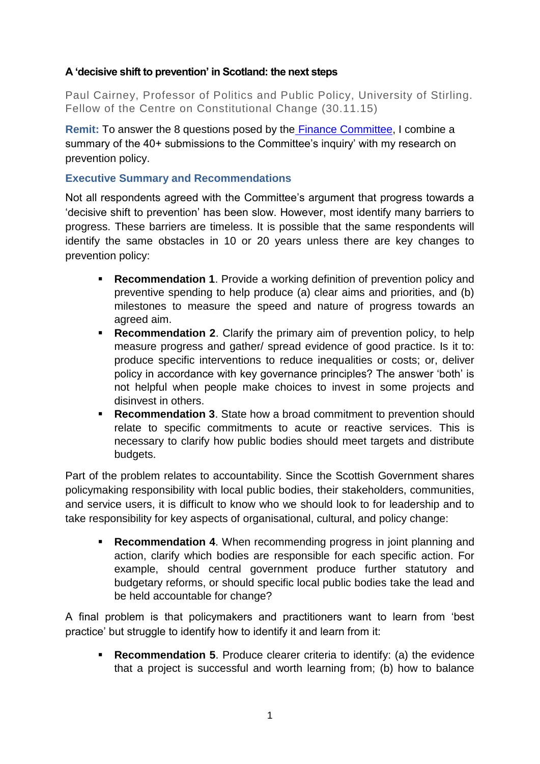**A 'decisive shift to prevention' in Scotland: the next steps**

Paul Cairney, Professor of Politics and Public Policy, University of Stirling. Fellow of the Centre on Constitutional Change (30.11.15)

**Remit:** To answer the 8 questions posed by the Finance Committee, I combine a summary of the 40+ submissions to the Committee's inquiry' with my research on prevention policy.

### Executive Summary and Recommendations

Not all respondents agreed with the Committee's argument that progress towards a 'decisive shift to prevention' has been slow. However, most identify many barriers to progress. These barriers are timeless. It is possible that the same respondents will identify the same obstacles in 10 or 20 years unless there are key changes to prevention policy:

- **Recommendation 1**. Provide a working definition of prevention policy and preventive spending to help produce (a) clear aims and priorities, and (b) milestones to measure the speed and nature of progress towards an agreed aim.
- **Recommendation 2**. Clarify the primary aim of prevention policy, to help measure progress and gather/ spread evidence of good practice. Is it to: produce specific interventions to reduce inequalities or costs; or, deliver policy in accordance with key governance principles? The answer 'both' is not helpful when people make choices to invest in some projects and disinvest in others.
- **Recommendation 3**. State how a broad commitment to prevention should relate to specific commitments to acute or reactive services. This is necessary to clarify how public bodies should meet targets and distribute budgets.

Part of the problem relates to accountability. Since the Scottish Government shares policymaking responsibility with local public bodies, their stakeholders, communities, and service users, it is difficult to know who we should look to for leadership and to take responsibility for key aspects of organisational, cultural, and policy change:

- **Recommendation 4**. When recommending progress in joint planning and action, clarify which bodies are responsible for each specific action. For example, should central government produce further statutory and budgetary reforms, or should specific local public bodies take the lead and be held accountable for change?

A final problem is that policymakers and practitioners want to learn from 'best practice' but struggle to identify how to identify it and learn from it:

- **Recommendation 5**. Produce clearer criteria to identify: (a) the evidence that a project is successful and worth learning from; (b) how to balance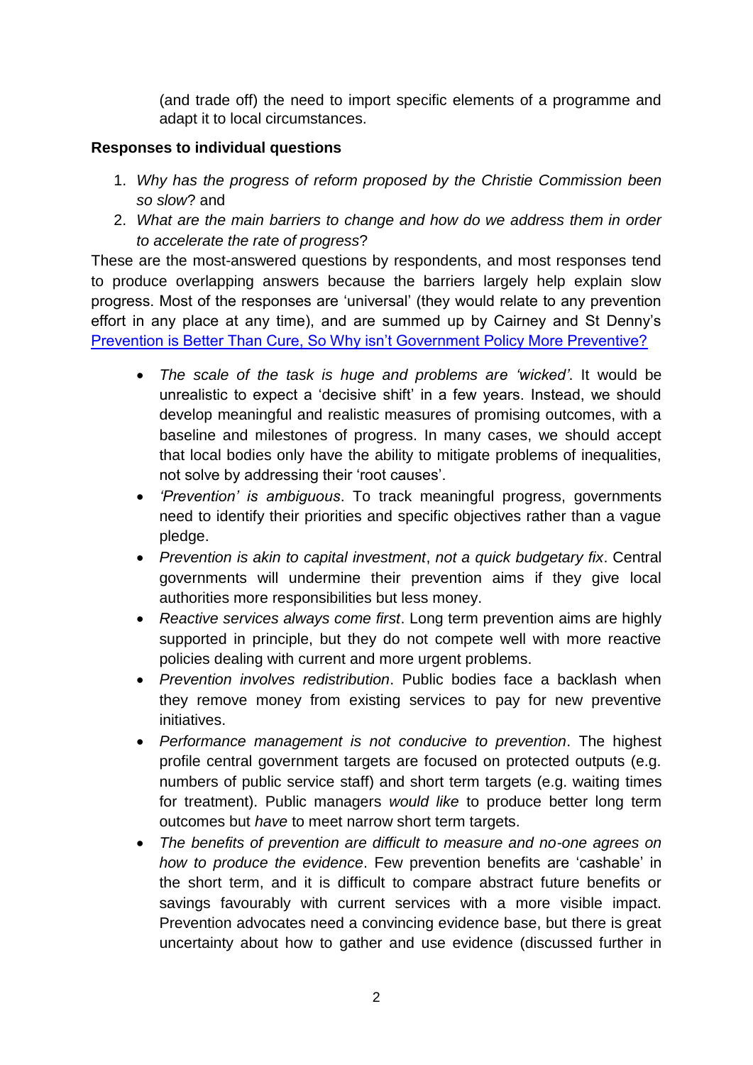(and trade off) the need to import specific elements of a programme and adapt it to local circumstances.

**Responses to individual questions**

1. *Why has the progress of reform proposed by the Christie Commission been so slow*? and
2. *What are the main barriers to change and how do we address them in order to accelerate the rate of progress*?

These are the most-answered questions by respondents, and most responses tend to produce overlapping answers because the barriers largely help explain slow progress. Most of the responses are 'universal' (they would relate to any prevention effort in any place at any time), and are summed up by Cairney and St Denny's [Prevention is Better Than Cure, So Why isn't Government Policy More Preventive?](Prevention is Better Than Cure, So Why isn't Government Policy More Preventive?)

- *The scale of the task is huge and problems are 'wicked'*. It would be unrealistic to expect a 'decisive shift' in a few years. Instead, we should develop meaningful and realistic measures of promising outcomes, with a baseline and milestones of progress. In many cases, we should accept that local bodies only have the ability to mitigate problems of inequalities, not solve by addressing their 'root causes'.
- *'Prevention' is ambiguous*. To track meaningful progress, governments need to identify their priorities and specific objectives rather than a vague pledge.
- *Prevention is akin to capital investment*, *not a quick budgetary fix*. Central governments will undermine their prevention aims if they give local authorities more responsibilities but less money.
- *Reactive services always come first*. Long term prevention aims are highly supported in principle, but they do not compete well with more reactive policies dealing with current and more urgent problems.
- *Prevention involves redistribution*. Public bodies face a backlash when they remove money from existing services to pay for new preventive initiatives.
- *Performance management is not conducive to prevention*. The highest profile central government targets are focused on protected outputs (e.g. numbers of public service staff) and short term targets (e.g. waiting times for treatment). Public managers *would like* to produce better long term outcomes but *have* to meet narrow short term targets.
- *The benefits of prevention are difficult to measure and no-one agrees on how to produce the evidence*. Few prevention benefits are 'cashable' in the short term, and it is difficult to compare abstract future benefits or savings favourably with current services with a more visible impact. Prevention advocates need a convincing evidence base, but there is great uncertainty about how to gather and use evidence (discussed further in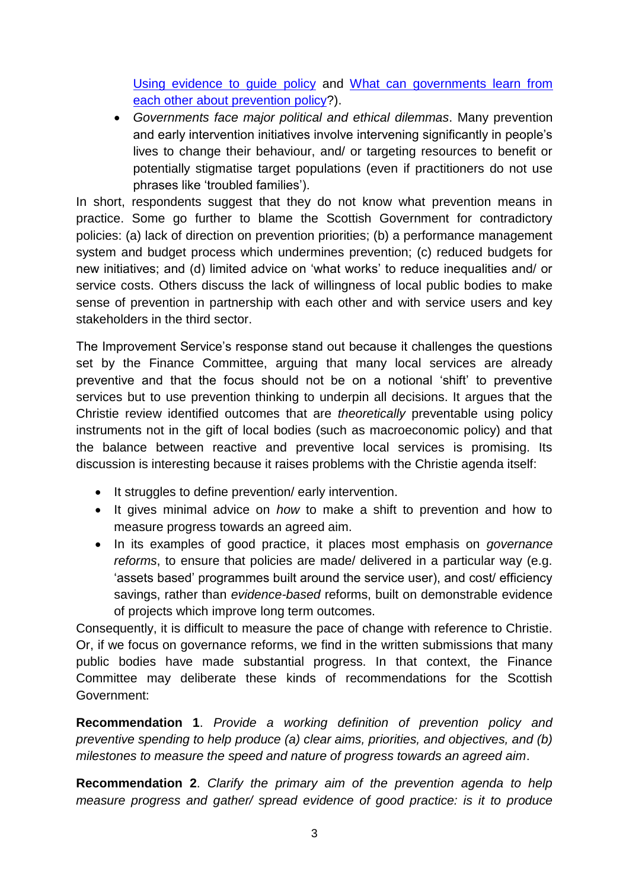[Using evidence to guide policy](#) and [What can governments learn from each other about prevention policy](#)?).

- *Governments face major political and ethical dilemmas*. Many prevention and early intervention initiatives involve intervening significantly in people's lives to change their behaviour, and/ or targeting resources to benefit or potentially stigmatise target populations (even if practitioners do not use phrases like 'troubled families').

In short, respondents suggest that they do not know what prevention means in practice. Some go further to blame the Scottish Government for contradictory policies: (a) lack of direction on prevention priorities; (b) a performance management system and budget process which undermines prevention; (c) reduced budgets for new initiatives; and (d) limited advice on 'what works' to reduce inequalities and/ or service costs. Others discuss the lack of willingness of local public bodies to make sense of prevention in partnership with each other and with service users and key stakeholders in the third sector.

The Improvement Service's response stand out because it challenges the questions set by the Finance Committee, arguing that many local services are already preventive and that the focus should not be on a notional 'shift' to preventive services but to use prevention thinking to underpin all decisions. It argues that the Christie review identified outcomes that are *theoretically* preventable using policy instruments not in the gift of local bodies (such as macroeconomic policy) and that the balance between reactive and preventive local services is promising. Its discussion is interesting because it raises problems with the Christie agenda itself:

- It struggles to define prevention/ early intervention.
- It gives minimal advice on *how* to make a shift to prevention and how to measure progress towards an agreed aim.
- In its examples of good practice, it places most emphasis on *governance reforms*, to ensure that policies are made/ delivered in a particular way (e.g. 'assets based' programmes built around the service user), and cost/ efficiency savings, rather than *evidence-based* reforms, built on demonstrable evidence of projects which improve long term outcomes.

Consequently, it is difficult to measure the pace of change with reference to Christie. Or, if we focus on governance reforms, we find in the written submissions that many public bodies have made substantial progress. In that context, the Finance Committee may deliberate these kinds of recommendations for the Scottish Government:

**Recommendation 1**. *Provide a working definition of prevention policy and preventive spending to help produce (a) clear aims, priorities, and objectives, and (b) milestones to measure the speed and nature of progress towards an agreed aim*.

**Recommendation 2**. *Clarify the primary aim of the prevention agenda to help measure progress and gather/ spread evidence of good practice: is it to produce*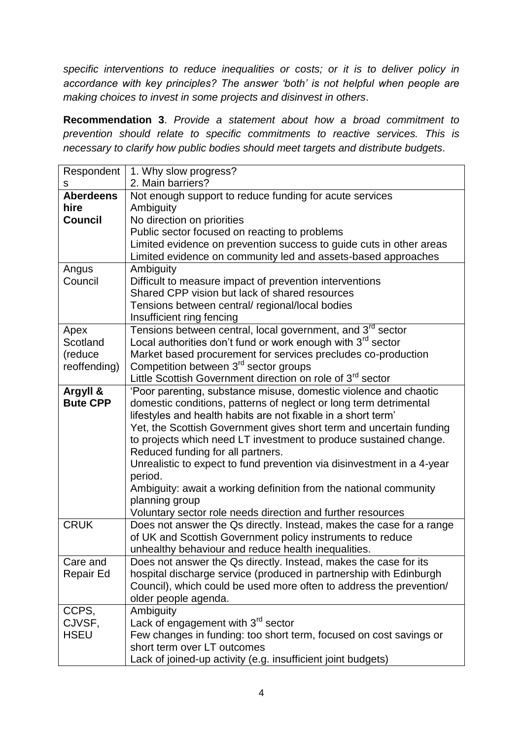*specific interventions to reduce inequalities or costs; or it is to deliver policy in accordance with key principles? The answer 'both' is not helpful when people are making choices to invest in some projects and disinvest in others*.

**Recommendation 3**. *Provide a statement about how a broad commitment to prevention should relate to specific commitments to reactive services. This is necessary to clarify how public bodies should meet targets and distribute budgets*.

| Respondents | 1. Why slow progress?<br>2. Main barriers? |
|---|---|
| **Aberdeenshire Council** | Not enough support to reduce funding for acute services<br>Ambiguity<br>No direction on priorities<br>Public sector focused on reacting to problems<br>Limited evidence on prevention success to guide cuts in other areas<br>Limited evidence on community led and assets-based approaches |
| Angus Council | Ambiguity<br>Difficult to measure impact of prevention interventions<br>Shared CPP vision but lack of shared resources<br>Tensions between central/ regional/local bodies<br>Insufficient ring fencing |
| Apex Scotland (reduce reoffending) | Tensions between central, local government, and 3rd sector<br>Local authorities don't fund or work enough with 3rd sector<br>Market based procurement for services precludes co-production<br>Competition between 3rd sector groups<br>Little Scottish Government direction on role of 3rd sector |
| **Argyll & Bute CPP** | 'Poor parenting, substance misuse, domestic violence and chaotic domestic conditions, patterns of neglect or long term detrimental lifestyles and health habits are not fixable in a short term'<br>Yet, the Scottish Government gives short term and uncertain funding to projects which need LT investment to produce sustained change.<br>Reduced funding for all partners.<br>Unrealistic to expect to fund prevention via disinvestment in a 4-year period.<br>Ambiguity: await a working definition from the national community planning group<br>Voluntary sector role needs direction and further resources |
| CRUK | Does not answer the Qs directly. Instead, makes the case for a range of UK and Scottish Government policy instruments to reduce unhealthy behaviour and reduce health inequalities. |
| Care and Repair Ed | Does not answer the Qs directly. Instead, makes the case for its hospital discharge service (produced in partnership with Edinburgh Council), which could be used more often to address the prevention/ older people agenda. |
| CCPS, CJVSF, HSEU | Ambiguity<br>Lack of engagement with 3rd sector<br>Few changes in funding: too short term, focused on cost savings or short term over LT outcomes<br>Lack of joined-up activity (e.g. insufficient joint budgets) |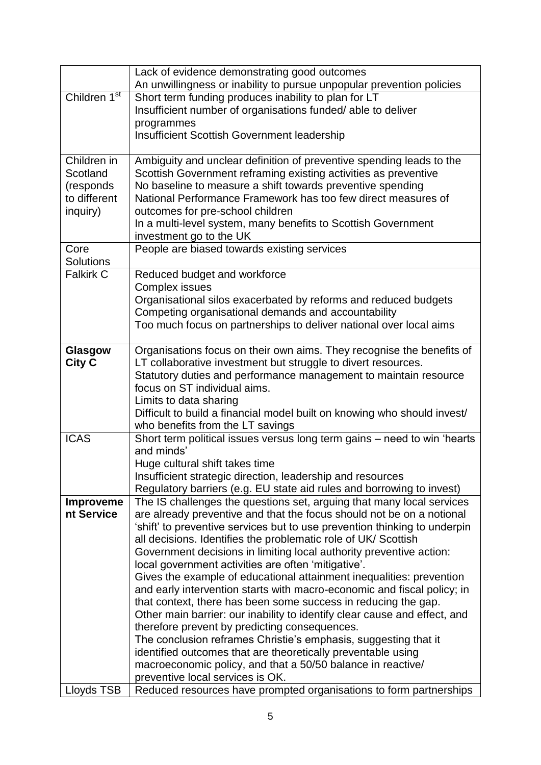|  |  |
| --- | --- |
|  | Lack of evidence demonstrating good outcomes<br>An unwillingness or inability to pursue unpopular prevention policies |
| Children 1st | Short term funding produces inability to plan for LT<br>Insufficient number of organisations funded/ able to deliver programmes<br>Insufficient Scottish Government leadership |
| Children in Scotland (responds to different inquiry) | Ambiguity and unclear definition of preventive spending leads to the Scottish Government reframing existing activities as preventive<br>No baseline to measure a shift towards preventive spending<br>National Performance Framework has too few direct measures of outcomes for pre-school children<br>In a multi-level system, many benefits to Scottish Government investment go to the UK |
| Core Solutions | People are biased towards existing services |
| Falkirk C | Reduced budget and workforce<br>Complex issues<br>Organisational silos exacerbated by reforms and reduced budgets<br>Competing organisational demands and accountability<br>Too much focus on partnerships to deliver national over local aims |
| **Glasgow City C** | Organisations focus on their own aims. They recognise the benefits of LT collaborative investment but struggle to divert resources.<br>Statutory duties and performance management to maintain resource focus on ST individual aims.<br>Limits to data sharing<br>Difficult to build a financial model built on knowing who should invest/ who benefits from the LT savings |
| ICAS | Short term political issues versus long term gains – need to win 'hearts and minds'<br>Huge cultural shift takes time<br>Insufficient strategic direction, leadership and resources<br>Regulatory barriers (e.g. EU state aid rules and borrowing to invest) |
| **Improvement Service** | The IS challenges the questions set, arguing that many local services are already preventive and that the focus should not be on a notional 'shift' to preventive services but to use prevention thinking to underpin all decisions. Identifies the problematic role of UK/ Scottish Government decisions in limiting local authority preventive action: local government activities are often 'mitigative'.<br>Gives the example of educational attainment inequalities: prevention and early intervention starts with macro-economic and fiscal policy; in that context, there has been some success in reducing the gap.<br>Other main barrier: our inability to identify clear cause and effect, and therefore prevent by predicting consequences.<br>The conclusion reframes Christie's emphasis, suggesting that it identified outcomes that are theoretically preventable using macroeconomic policy, and that a 50/50 balance in reactive/ preventive local services is OK. |
| Lloyds TSB | Reduced resources have prompted organisations to form partnerships |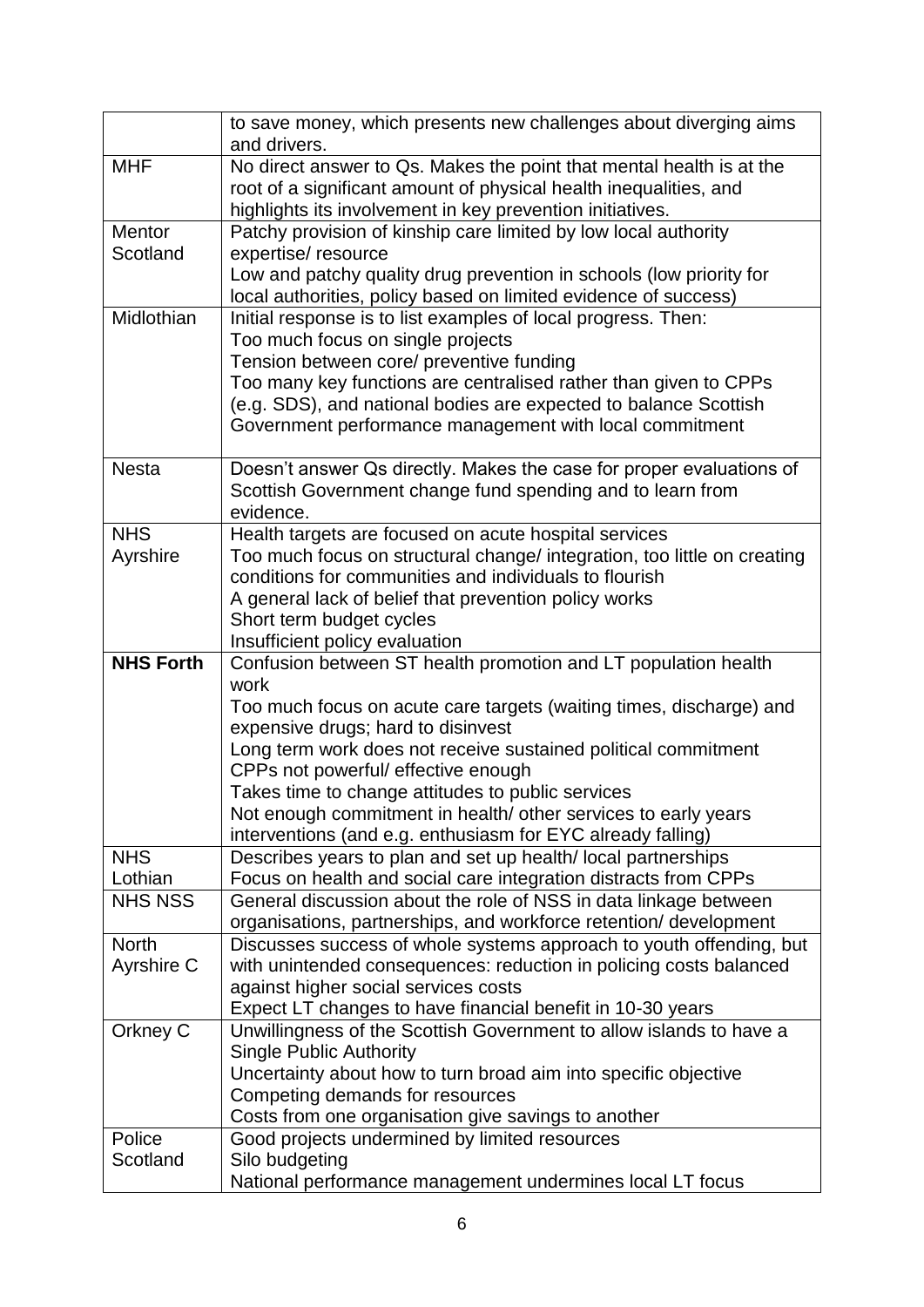| | |
|---|---|
| | to save money, which presents new challenges about diverging aims and drivers. |
| MHF | No direct answer to Qs. Makes the point that mental health is at the root of a significant amount of physical health inequalities, and highlights its involvement in key prevention initiatives. |
| Mentor Scotland | Patchy provision of kinship care limited by low local authority expertise/ resource<br>Low and patchy quality drug prevention in schools (low priority for local authorities, policy based on limited evidence of success) |
| Midlothian | Initial response is to list examples of local progress. Then:<br>Too much focus on single projects<br>Tension between core/ preventive funding<br>Too many key functions are centralised rather than given to CPPs (e.g. SDS), and national bodies are expected to balance Scottish Government performance management with local commitment |
| Nesta | Doesn't answer Qs directly. Makes the case for proper evaluations of Scottish Government change fund spending and to learn from evidence. |
| NHS Ayrshire | Health targets are focused on acute hospital services<br>Too much focus on structural change/ integration, too little on creating conditions for communities and individuals to flourish<br>A general lack of belief that prevention policy works<br>Short term budget cycles<br>Insufficient policy evaluation |
| **NHS Forth** | Confusion between ST health promotion and LT population health work<br>Too much focus on acute care targets (waiting times, discharge) and expensive drugs; hard to disinvest<br>Long term work does not receive sustained political commitment<br>CPPs not powerful/ effective enough<br>Takes time to change attitudes to public services<br>Not enough commitment in health/ other services to early years interventions (and e.g. enthusiasm for EYC already falling) |
| NHS Lothian | Describes years to plan and set up health/ local partnerships<br>Focus on health and social care integration distracts from CPPs |
| NHS NSS | General discussion about the role of NSS in data linkage between organisations, partnerships, and workforce retention/ development |
| North Ayrshire C | Discusses success of whole systems approach to youth offending, but with unintended consequences: reduction in policing costs balanced against higher social services costs<br>Expect LT changes to have financial benefit in 10-30 years |
| Orkney C | Unwillingness of the Scottish Government to allow islands to have a Single Public Authority<br>Uncertainty about how to turn broad aim into specific objective<br>Competing demands for resources<br>Costs from one organisation give savings to another |
| Police Scotland | Good projects undermined by limited resources<br>Silo budgeting<br>National performance management undermines local LT focus |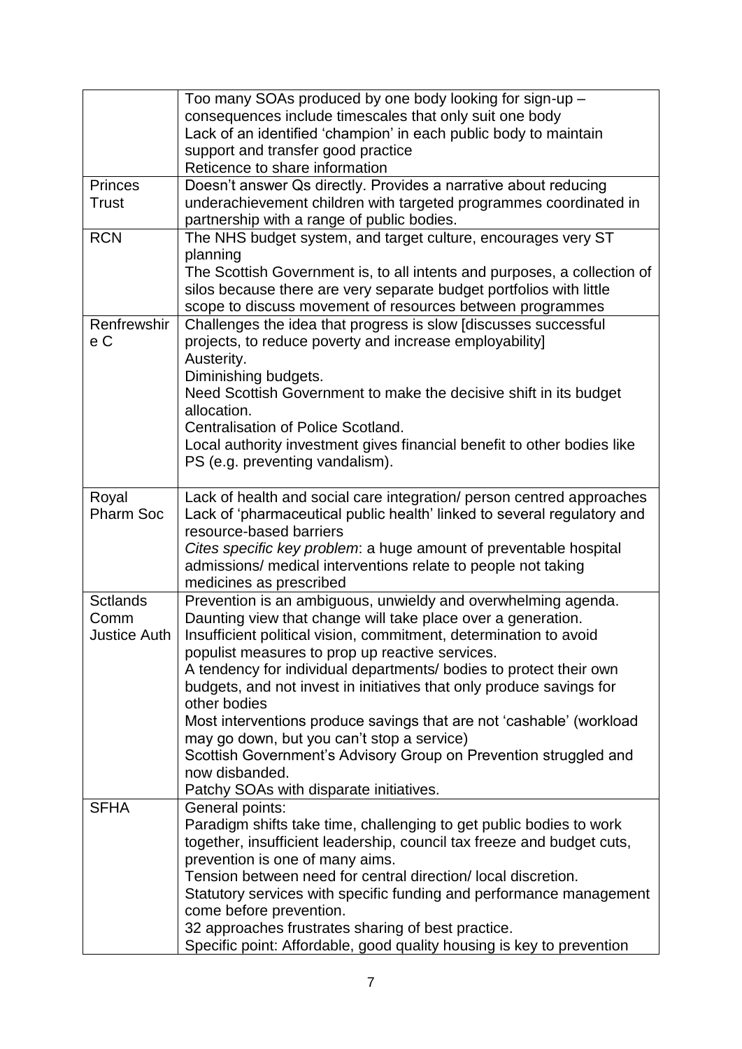| | |
|---|---|
| | Too many SOAs produced by one body looking for sign-up – consequences include timescales that only suit one body<br>Lack of an identified 'champion' in each public body to maintain support and transfer good practice<br>Reticence to share information |
| Princes Trust | Doesn't answer Qs directly. Provides a narrative about reducing underachievement children with targeted programmes coordinated in partnership with a range of public bodies. |
| RCN | The NHS budget system, and target culture, encourages very ST planning<br>The Scottish Government is, to all intents and purposes, a collection of silos because there are very separate budget portfolios with little scope to discuss movement of resources between programmes |
| Renfrewshire C | Challenges the idea that progress is slow [discusses successful projects, to reduce poverty and increase employability]<br>Austerity.<br>Diminishing budgets.<br>Need Scottish Government to make the decisive shift in its budget allocation.<br>Centralisation of Police Scotland.<br>Local authority investment gives financial benefit to other bodies like PS (e.g. preventing vandalism). |
| Royal Pharm Soc | Lack of health and social care integration/ person centred approaches<br>Lack of 'pharmaceutical public health' linked to several regulatory and resource-based barriers<br>*Cites specific key problem*: a huge amount of preventable hospital admissions/ medical interventions relate to people not taking medicines as prescribed |
| Sctlands Comm Justice Auth | Prevention is an ambiguous, unwieldy and overwhelming agenda.<br>Daunting view that change will take place over a generation.<br>Insufficient political vision, commitment, determination to avoid populist measures to prop up reactive services.<br>A tendency for individual departments/ bodies to protect their own budgets, and not invest in initiatives that only produce savings for other bodies<br>Most interventions produce savings that are not 'cashable' (workload may go down, but you can't stop a service)<br>Scottish Government's Advisory Group on Prevention struggled and now disbanded.<br>Patchy SOAs with disparate initiatives. |
| SFHA | General points:<br>Paradigm shifts take time, challenging to get public bodies to work together, insufficient leadership, council tax freeze and budget cuts, prevention is one of many aims.<br>Tension between need for central direction/ local discretion.<br>Statutory services with specific funding and performance management come before prevention.<br>32 approaches frustrates sharing of best practice.<br>Specific point: Affordable, good quality housing is key to prevention |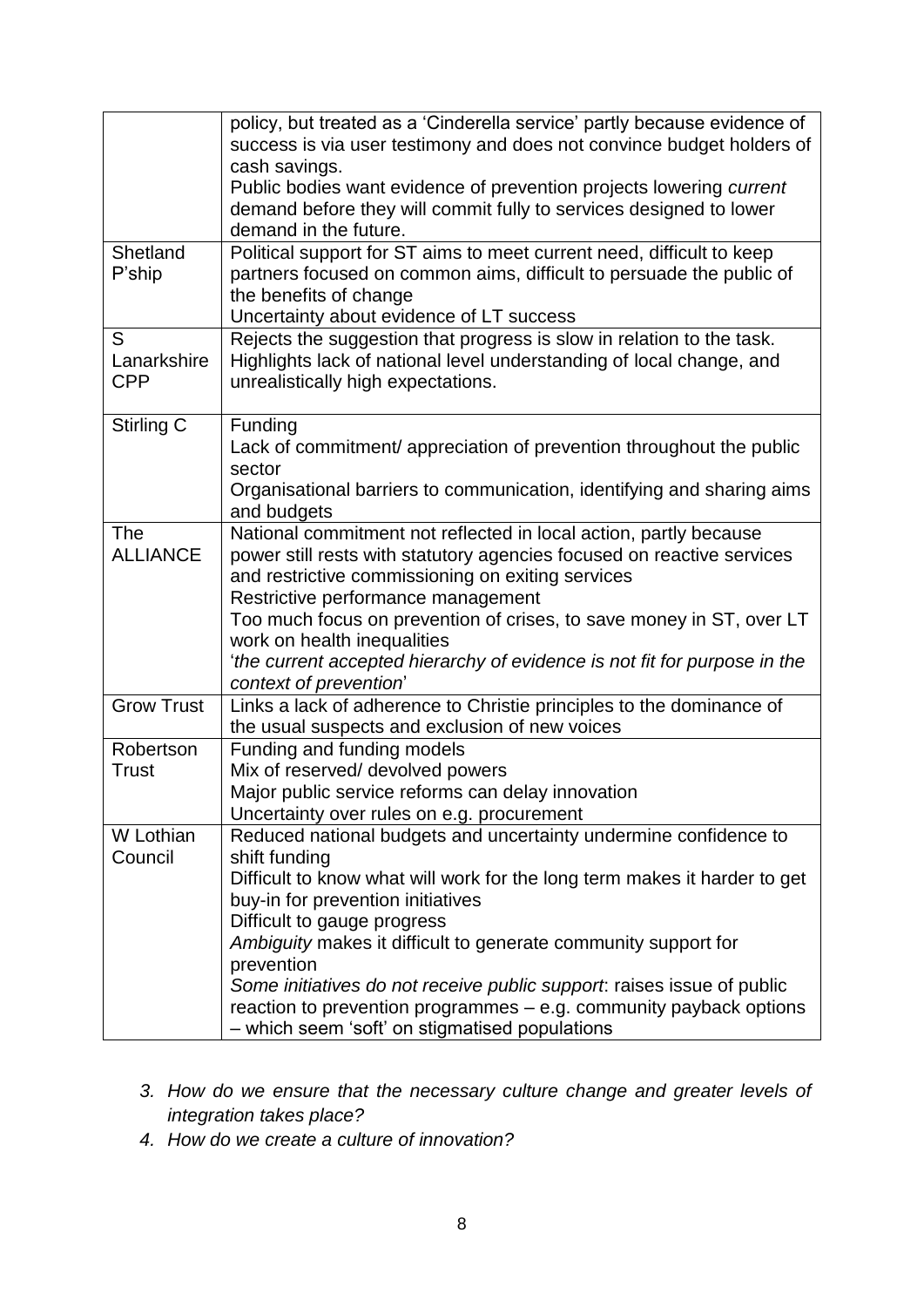| | |
|---|---|
| | policy, but treated as a 'Cinderella service' partly because evidence of success is via user testimony and does not convince budget holders of cash savings.<br>Public bodies want evidence of prevention projects lowering *current* demand before they will commit fully to services designed to lower demand in the future. |
| Shetland P'ship | Political support for ST aims to meet current need, difficult to keep partners focused on common aims, difficult to persuade the public of the benefits of change<br>Uncertainty about evidence of LT success |
| S Lanarkshire CPP | Rejects the suggestion that progress is slow in relation to the task. Highlights lack of national level understanding of local change, and unrealistically high expectations. |
| Stirling C | Funding<br>Lack of commitment/ appreciation of prevention throughout the public sector<br>Organisational barriers to communication, identifying and sharing aims and budgets |
| The ALLIANCE | National commitment not reflected in local action, partly because power still rests with statutory agencies focused on reactive services and restrictive commissioning on exiting services<br>Restrictive performance management<br>Too much focus on prevention of crises, to save money in ST, over LT work on health inequalities<br>'*the current accepted hierarchy of evidence is not fit for purpose in the context of prevention*' |
| Grow Trust | Links a lack of adherence to Christie principles to the dominance of the usual suspects and exclusion of new voices |
| Robertson Trust | Funding and funding models<br>Mix of reserved/ devolved powers<br>Major public service reforms can delay innovation<br>Uncertainty over rules on e.g. procurement |
| W Lothian Council | Reduced national budgets and uncertainty undermine confidence to shift funding<br>Difficult to know what will work for the long term makes it harder to get buy-in for prevention initiatives<br>Difficult to gauge progress<br>*Ambiguity* makes it difficult to generate community support for prevention<br>*Some initiatives do not receive public support*: raises issue of public reaction to prevention programmes – e.g. community payback options – which seem 'soft' on stigmatised populations |

3. *How do we ensure that the necessary culture change and greater levels of integration takes place?*
4. *How do we create a culture of innovation?*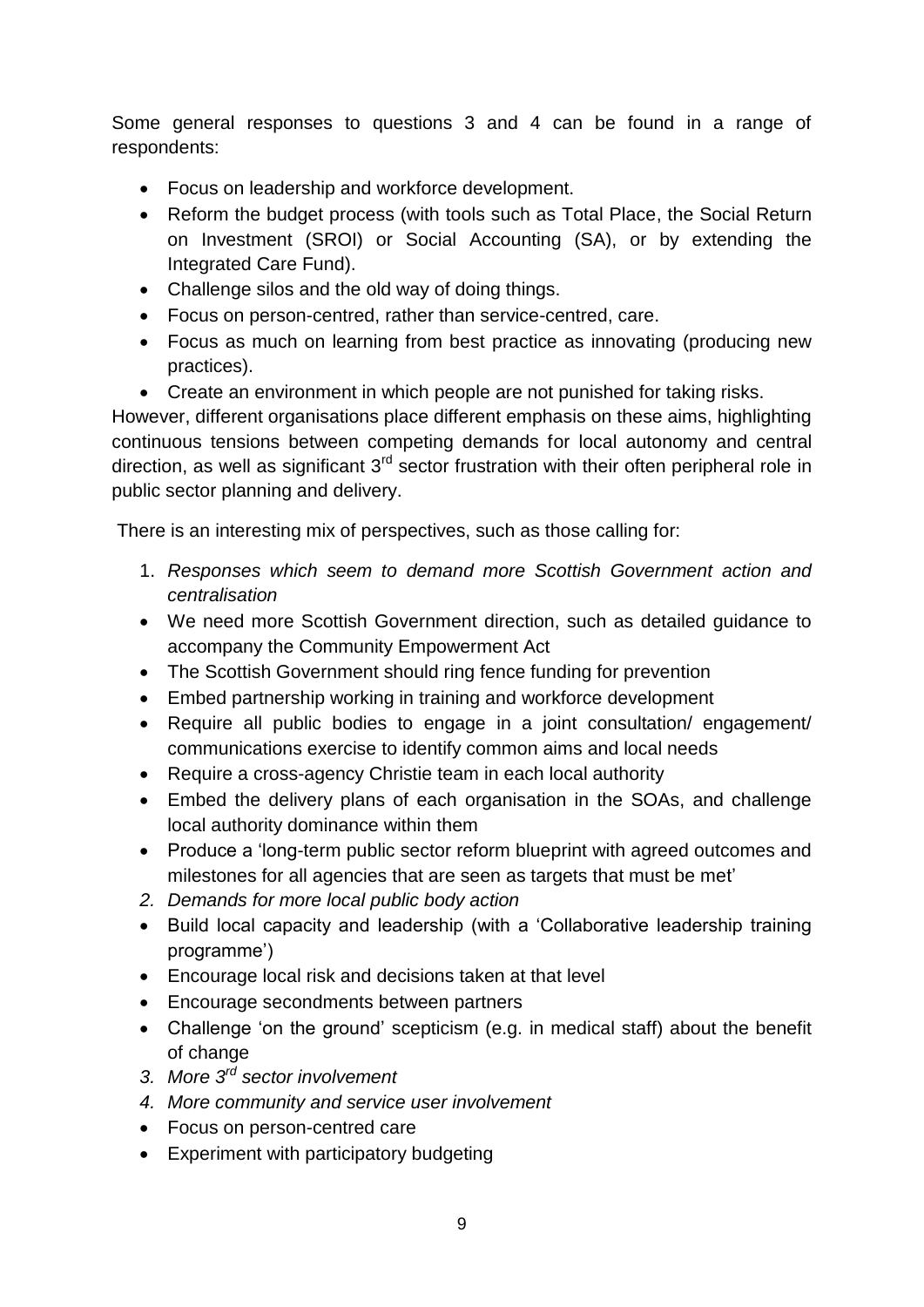Some general responses to questions 3 and 4 can be found in a range of respondents:

- Focus on leadership and workforce development.
- Reform the budget process (with tools such as Total Place, the Social Return on Investment (SROI) or Social Accounting (SA), or by extending the Integrated Care Fund).
- Challenge silos and the old way of doing things.
- Focus on person-centred, rather than service-centred, care.
- Focus as much on learning from best practice as innovating (producing new practices).
- Create an environment in which people are not punished for taking risks.

However, different organisations place different emphasis on these aims, highlighting continuous tensions between competing demands for local autonomy and central direction, as well as significant 3rd sector frustration with their often peripheral role in public sector planning and delivery.

There is an interesting mix of perspectives, such as those calling for:

1. *Responses which seem to demand more Scottish Government action and centralisation*

- We need more Scottish Government direction, such as detailed guidance to accompany the Community Empowerment Act
- The Scottish Government should ring fence funding for prevention
- Embed partnership working in training and workforce development
- Require all public bodies to engage in a joint consultation/ engagement/ communications exercise to identify common aims and local needs
- Require a cross-agency Christie team in each local authority
- Embed the delivery plans of each organisation in the SOAs, and challenge local authority dominance within them
- Produce a 'long-term public sector reform blueprint with agreed outcomes and milestones for all agencies that are seen as targets that must be met'

2. *Demands for more local public body action*

- Build local capacity and leadership (with a 'Collaborative leadership training programme')
- Encourage local risk and decisions taken at that level
- Encourage secondments between partners
- Challenge 'on the ground' scepticism (e.g. in medical staff) about the benefit of change

3. *More 3rd sector involvement*
4. *More community and service user involvement*

- Focus on person-centred care
- Experiment with participatory budgeting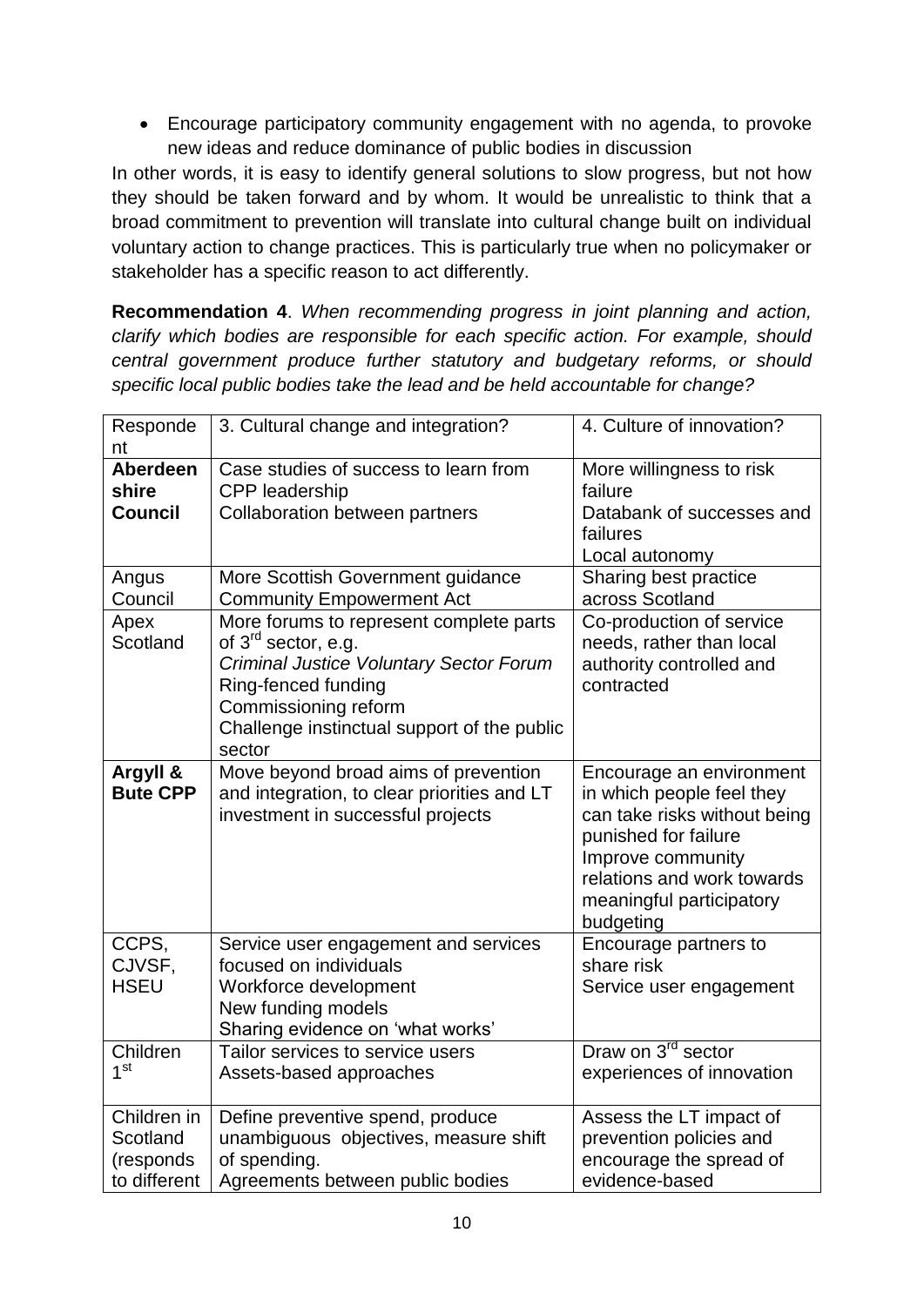- Encourage participatory community engagement with no agenda, to provoke new ideas and reduce dominance of public bodies in discussion

In other words, it is easy to identify general solutions to slow progress, but not how they should be taken forward and by whom. It would be unrealistic to think that a broad commitment to prevention will translate into cultural change built on individual voluntary action to change practices. This is particularly true when no policymaker or stakeholder has a specific reason to act differently.

**Recommendation 4**. *When recommending progress in joint planning and action, clarify which bodies are responsible for each specific action. For example, should central government produce further statutory and budgetary reforms, or should specific local public bodies take the lead and be held accountable for change?*

| Respondent | 3. Cultural change and integration? | 4. Culture of innovation? |
|---|---|---|
| **Aberdeenshire Council** | Case studies of success to learn from<br>CPP leadership<br>Collaboration between partners | More willingness to risk failure<br>Databank of successes and failures<br>Local autonomy |
| Angus Council | More Scottish Government guidance<br>Community Empowerment Act | Sharing best practice across Scotland |
| Apex Scotland | More forums to represent complete parts of 3rd sector, e.g. *Criminal Justice Voluntary Sector Forum*<br>Ring-fenced funding<br>Commissioning reform<br>Challenge instinctual support of the public sector | Co-production of service needs, rather than local authority controlled and contracted |
| **Argyll & Bute CPP** | Move beyond broad aims of prevention and integration, to clear priorities and LT investment in successful projects | Encourage an environment in which people feel they can take risks without being punished for failure<br>Improve community relations and work towards meaningful participatory budgeting |
| CCPS, CJVSF, HSEU | Service user engagement and services focused on individuals<br>Workforce development<br>New funding models<br>Sharing evidence on 'what works' | Encourage partners to share risk<br>Service user engagement |
| Children 1st | Tailor services to service users<br>Assets-based approaches | Draw on 3rd sector experiences of innovation |
| Children in Scotland (responds to different | Define preventive spend, produce unambiguous objectives, measure shift of spending.<br>Agreements between public bodies | Assess the LT impact of prevention policies and encourage the spread of evidence-based |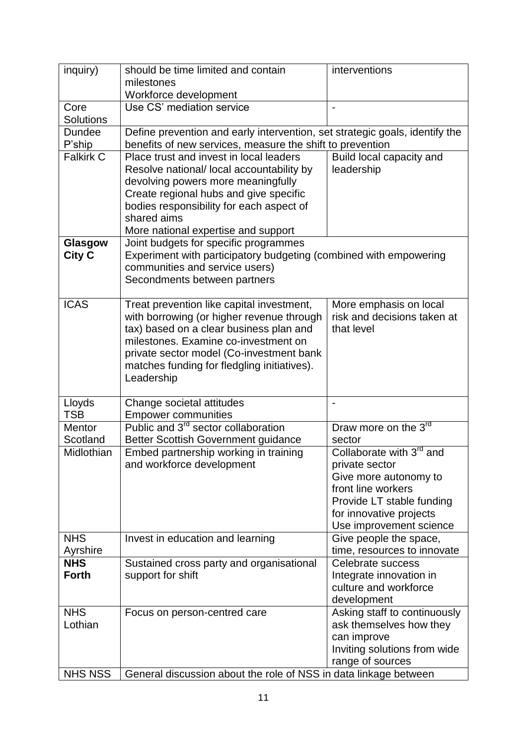| | | |
|---|---|---|
| inquiry) | should be time limited and contain milestones<br>Workforce development | interventions |
| Core Solutions | Use CS' mediation service | - |
| Dundee P'ship | Define prevention and early intervention, set strategic goals, identify the benefits of new services, measure the shift to prevention | |
| Falkirk C | Place trust and invest in local leaders<br>Resolve national/ local accountability by devolving powers more meaningfully<br>Create regional hubs and give specific bodies responsibility for each aspect of shared aims<br>More national expertise and support | Build local capacity and leadership |
| **Glasgow City C** | Joint budgets for specific programmes<br>Experiment with participatory budgeting (combined with empowering communities and service users)<br>Secondments between partners | |
| ICAS | Treat prevention like capital investment, with borrowing (or higher revenue through tax) based on a clear business plan and milestones. Examine co-investment on private sector model (Co-investment bank matches funding for fledgling initiatives).<br>Leadership | More emphasis on local risk and decisions taken at that level |
| Lloyds TSB | Change societal attitudes<br>Empower communities | - |
| Mentor Scotland | Public and 3rd sector collaboration<br>Better Scottish Government guidance | Draw more on the 3rd sector |
| Midlothian | Embed partnership working in training and workforce development | Collaborate with 3rd and private sector<br>Give more autonomy to front line workers<br>Provide LT stable funding for innovative projects<br>Use improvement science |
| NHS Ayrshire | Invest in education and learning | Give people the space, time, resources to innovate |
| **NHS Forth** | Sustained cross party and organisational support for shift | Celebrate success<br>Integrate innovation in culture and workforce development |
| NHS Lothian | Focus on person-centred care | Asking staff to continuously ask themselves how they can improve<br>Inviting solutions from wide range of sources |
| NHS NSS | General discussion about the role of NSS in data linkage between | |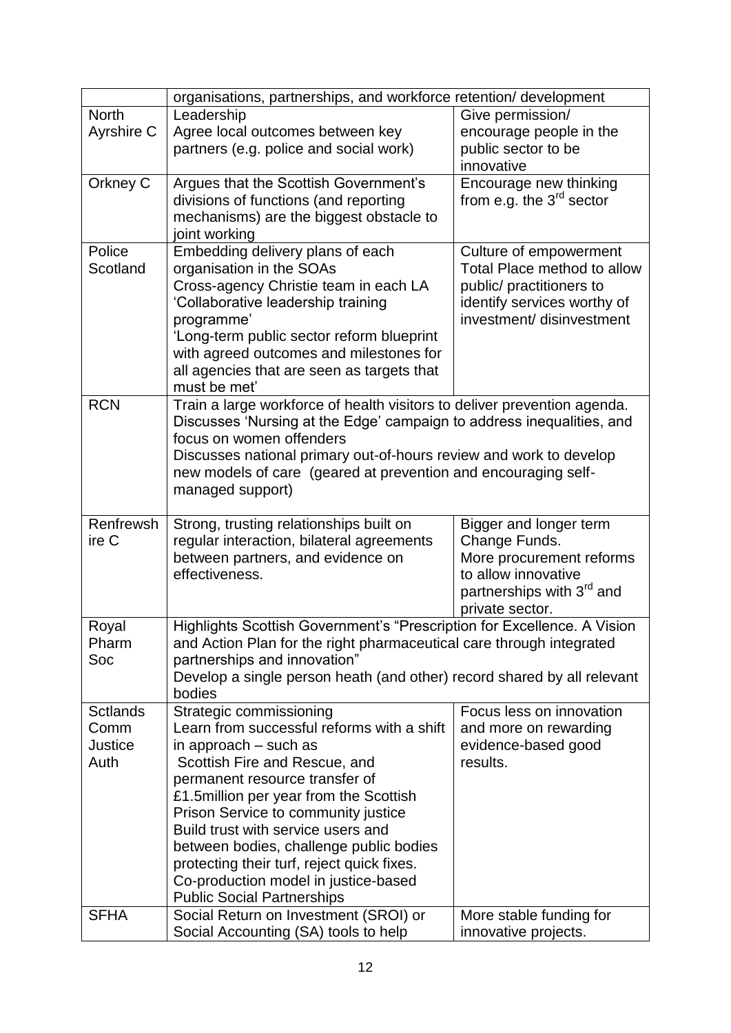| | | |
|---|---|---|
| | organisations, partnerships, and workforce retention/ development | |
| North Ayrshire C | Leadership<br>Agree local outcomes between key partners (e.g. police and social work) | Give permission/ encourage people in the public sector to be innovative |
| Orkney C | Argues that the Scottish Government's divisions of functions (and reporting mechanisms) are the biggest obstacle to joint working | Encourage new thinking from e.g. the 3rd sector |
| Police Scotland | Embedding delivery plans of each organisation in the SOAs<br>Cross-agency Christie team in each LA<br>'Collaborative leadership training programme'<br>'Long-term public sector reform blueprint with agreed outcomes and milestones for all agencies that are seen as targets that must be met' | Culture of empowerment<br>Total Place method to allow public/ practitioners to identify services worthy of investment/ disinvestment |
| RCN | Train a large workforce of health visitors to deliver prevention agenda.<br>Discusses 'Nursing at the Edge' campaign to address inequalities, and focus on women offenders<br>Discusses national primary out-of-hours review and work to develop new models of care (geared at prevention and encouraging self-managed support) | |
| Renfrewshire C | Strong, trusting relationships built on regular interaction, bilateral agreements between partners, and evidence on effectiveness. | Bigger and longer term Change Funds.<br>More procurement reforms to allow innovative partnerships with 3rd and private sector. |
| Royal Pharm Soc | Highlights Scottish Government's "Prescription for Excellence. A Vision and Action Plan for the right pharmaceutical care through integrated partnerships and innovation"<br>Develop a single person heath (and other) record shared by all relevant bodies | |
| Sctlands Comm Justice Auth | Strategic commissioning<br>Learn from successful reforms with a shift in approach – such as<br>Scottish Fire and Rescue, and permanent resource transfer of £1.5million per year from the Scottish Prison Service to community justice<br>Build trust with service users and between bodies, challenge public bodies protecting their turf, reject quick fixes.<br>Co-production model in justice-based Public Social Partnerships | Focus less on innovation and more on rewarding evidence-based good results. |
| SFHA | Social Return on Investment (SROI) or Social Accounting (SA) tools to help | More stable funding for innovative projects. |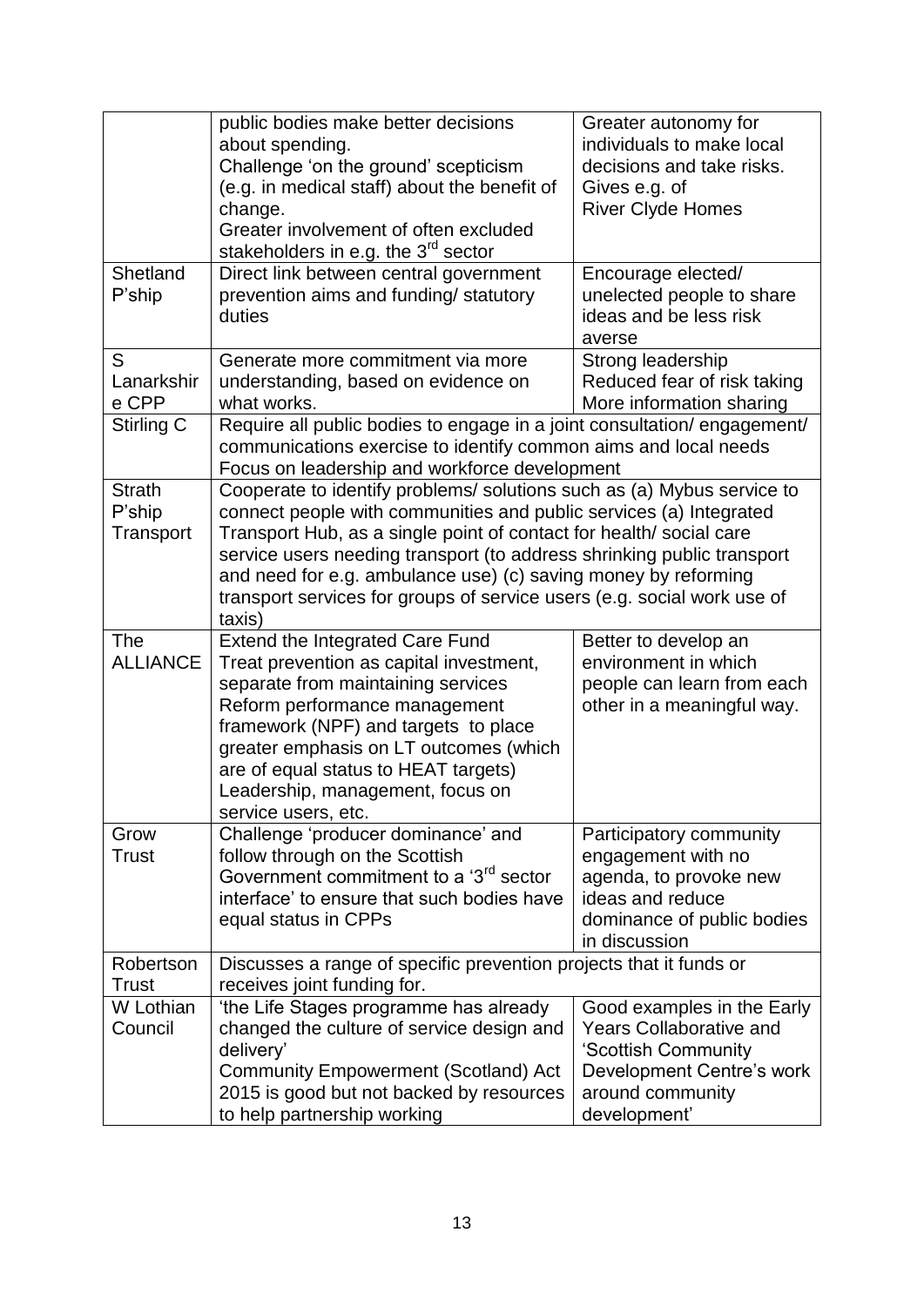| | | |
|---|---|---|
| | public bodies make better decisions about spending.<br>Challenge 'on the ground' scepticism (e.g. in medical staff) about the benefit of change.<br>Greater involvement of often excluded stakeholders in e.g. the 3rd sector | Greater autonomy for individuals to make local decisions and take risks. Gives e.g. of River Clyde Homes |
| Shetland P'ship | Direct link between central government prevention aims and funding/ statutory duties | Encourage elected/ unelected people to share ideas and be less risk averse |
| S Lanarkshire CPP | Generate more commitment via more understanding, based on evidence on what works. | Strong leadership<br>Reduced fear of risk taking<br>More information sharing |
| Stirling C | Require all public bodies to engage in a joint consultation/ engagement/ communications exercise to identify common aims and local needs<br>Focus on leadership and workforce development | |
| Strath P'ship Transport | Cooperate to identify problems/ solutions such as (a) Mybus service to connect people with communities and public services (a) Integrated Transport Hub, as a single point of contact for health/ social care service users needing transport (to address shrinking public transport and need for e.g. ambulance use) (c) saving money by reforming transport services for groups of service users (e.g. social work use of taxis) | |
| The ALLIANCE | Extend the Integrated Care Fund<br>Treat prevention as capital investment, separate from maintaining services<br>Reform performance management framework (NPF) and targets to place greater emphasis on LT outcomes (which are of equal status to HEAT targets)<br>Leadership, management, focus on service users, etc. | Better to develop an environment in which people can learn from each other in a meaningful way. |
| Grow Trust | Challenge 'producer dominance' and follow through on the Scottish Government commitment to a '3rd sector interface' to ensure that such bodies have equal status in CPPs | Participatory community engagement with no agenda, to provoke new ideas and reduce dominance of public bodies in discussion |
| Robertson Trust | Discusses a range of specific prevention projects that it funds or receives joint funding for. | |
| W Lothian Council | 'the Life Stages programme has already changed the culture of service design and delivery'<br>Community Empowerment (Scotland) Act 2015 is good but not backed by resources to help partnership working | Good examples in the Early Years Collaborative and 'Scottish Community Development Centre's work around community development' |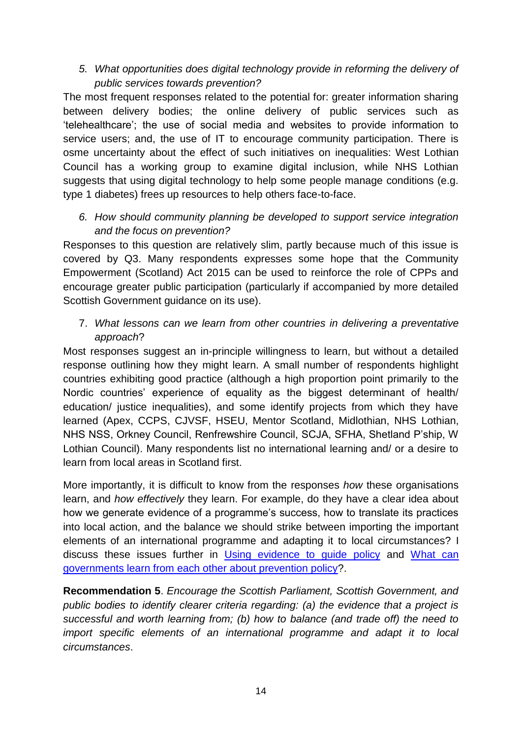5. *What opportunities does digital technology provide in reforming the delivery of public services towards prevention?*

The most frequent responses related to the potential for: greater information sharing between delivery bodies; the online delivery of public services such as 'telehealthcare'; the use of social media and websites to provide information to service users; and, the use of IT to encourage community participation. There is osme uncertainty about the effect of such initiatives on inequalities: West Lothian Council has a working group to examine digital inclusion, while NHS Lothian suggests that using digital technology to help some people manage conditions (e.g. type 1 diabetes) frees up resources to help others face-to-face.

6. *How should community planning be developed to support service integration and the focus on prevention?*

Responses to this question are relatively slim, partly because much of this issue is covered by Q3. Many respondents expresses some hope that the Community Empowerment (Scotland) Act 2015 can be used to reinforce the role of CPPs and encourage greater public participation (particularly if accompanied by more detailed Scottish Government guidance on its use).

7. *What lessons can we learn from other countries in delivering a preventative approach*?

Most responses suggest an in-principle willingness to learn, but without a detailed response outlining how they might learn. A small number of respondents highlight countries exhibiting good practice (although a high proportion point primarily to the Nordic countries' experience of equality as the biggest determinant of health/ education/ justice inequalities), and some identify projects from which they have learned (Apex, CCPS, CJVSF, HSEU, Mentor Scotland, Midlothian, NHS Lothian, NHS NSS, Orkney Council, Renfrewshire Council, SCJA, SFHA, Shetland P'ship, W Lothian Council). Many respondents list no international learning and/ or a desire to learn from local areas in Scotland first.

More importantly, it is difficult to know from the responses *how* these organisations learn, and *how effectively* they learn. For example, do they have a clear idea about how we generate evidence of a programme's success, how to translate its practices into local action, and the balance we should strike between importing the important elements of an international programme and adapting it to local circumstances? I discuss these issues further in Using evidence to guide policy and What can governments learn from each other about prevention policy?.

**Recommendation 5**. *Encourage the Scottish Parliament, Scottish Government, and public bodies to identify clearer criteria regarding: (a) the evidence that a project is successful and worth learning from; (b) how to balance (and trade off) the need to import specific elements of an international programme and adapt it to local circumstances*.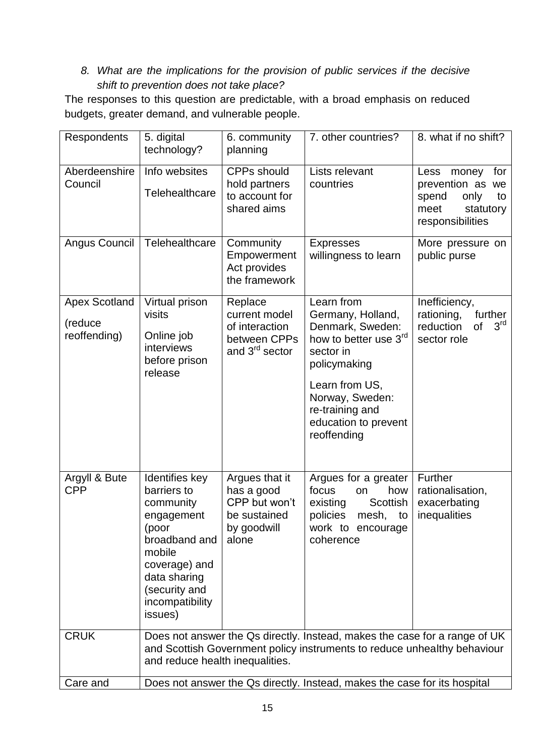8. *What are the implications for the provision of public services if the decisive shift to prevention does not take place?*

The responses to this question are predictable, with a broad emphasis on reduced budgets, greater demand, and vulnerable people.

| Respondents | 5. digital technology? | 6. community planning | 7. other countries? | 8. what if no shift? |
|---|---|---|---|---|
| Aberdeenshire Council | Info websites<br>Telehealthcare | CPPs should hold partners to account for shared aims | Lists relevant countries | Less money for prevention as we spend only to meet statutory responsibilities |
| Angus Council | Telehealthcare | Community Empowerment Act provides the framework | Expresses willingness to learn | More pressure on public purse |
| Apex Scotland (reduce reoffending) | Virtual prison visits<br>Online job interviews before prison release | Replace current model of interaction between CPPs and 3rd sector | Learn from Germany, Holland, Denmark, Sweden: how to better use 3rd sector in policymaking<br>Learn from US, Norway, Sweden: re-training and education to prevent reoffending | Inefficiency, rationing, further reduction of 3rd sector role |
| Argyll & Bute CPP | Identifies key barriers to community engagement (poor broadband and mobile coverage) and data sharing (security and incompatibility issues) | Argues that it has a good CPP but won't be sustained by goodwill alone | Argues for a greater focus on how existing Scottish policies mesh, to work to encourage coherence | Further rationalisation, exacerbating inequalities |
| CRUK | Does not answer the Qs directly. Instead, makes the case for a range of UK and Scottish Government policy instruments to reduce unhealthy behaviour and reduce health inequalities. | | | |
| Care and | Does not answer the Qs directly. Instead, makes the case for its hospital | | | |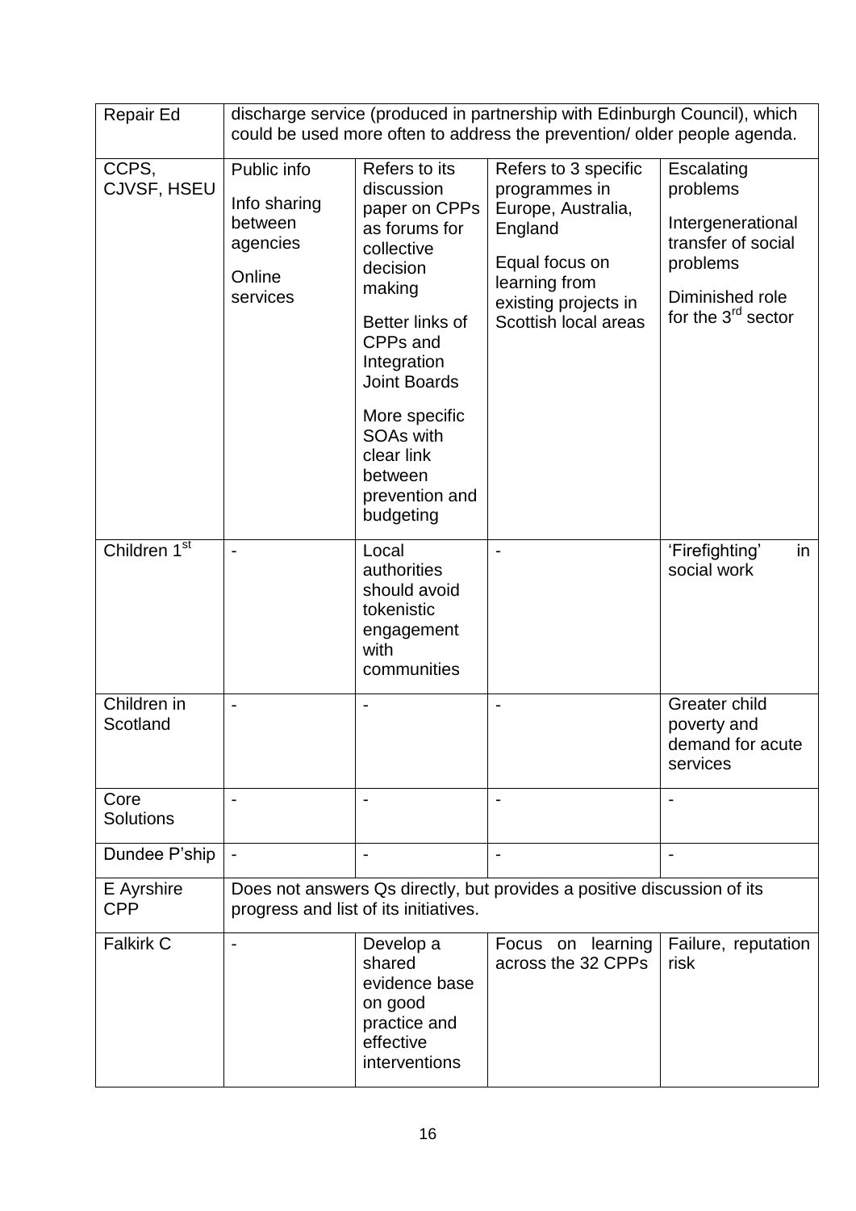| Repair Ed | discharge service (produced in partnership with Edinburgh Council), which could be used more often to address the prevention/ older people agenda. | | | |
|---|---|---|---|---|
| CCPS, CJVSF, HSEU | Public info<br><br>Info sharing between agencies<br><br>Online services | Refers to its discussion paper on CPPs as forums for collective decision making<br><br>Better links of CPPs and Integration Joint Boards<br><br>More specific SOAs with clear link between prevention and budgeting | Refers to 3 specific programmes in Europe, Australia, England<br><br>Equal focus on learning from existing projects in Scottish local areas | Escalating problems<br><br>Intergenerational transfer of social problems<br><br>Diminished role for the 3rd sector |
| Children 1st | - | Local authorities should avoid tokenistic engagement with communities | - | 'Firefighting' in social work |
| Children in Scotland | - | - | - | Greater child poverty and demand for acute services |
| Core Solutions | - | - | - | - |
| Dundee P'ship | - | - | - | - |
| E Ayrshire CPP | Does not answers Qs directly, but provides a positive discussion of its progress and list of its initiatives. | | | |
| Falkirk C | - | Develop a shared evidence base on good practice and effective interventions | Focus on learning across the 32 CPPs | Failure, reputation risk |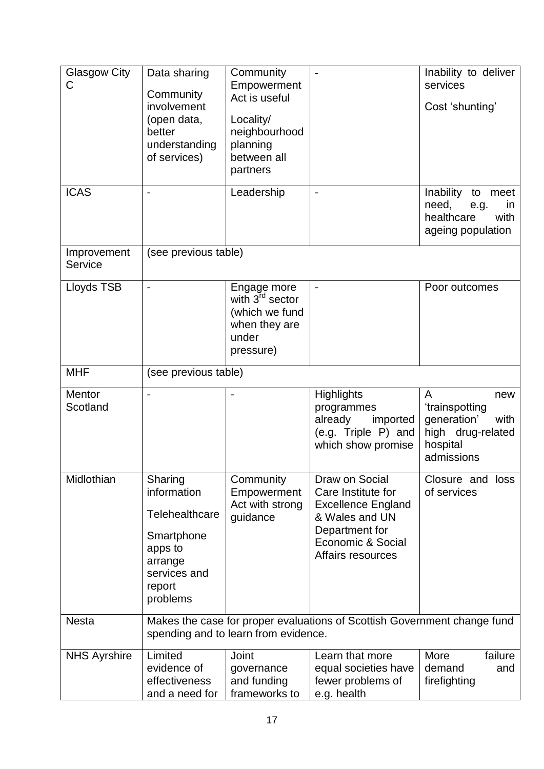| Glasgow City C | Data sharing<br>Community involvement (open data, better understanding of services) | Community Empowerment Act is useful<br>Locality/ neighbourhood planning between all partners | - | Inability to deliver services<br>Cost 'shunting' |
|---|---|---|---|---|
| ICAS | - | Leadership | - | Inability to meet need, e.g. in healthcare with ageing population |
| Improvement Service | (see previous table) | | | |
| Lloyds TSB | - | Engage more with 3rd sector (which we fund when they are under pressure) | - | Poor outcomes |
| MHF | (see previous table) | | | |
| Mentor Scotland | - | - | Highlights programmes already imported (e.g. Triple P) and which show promise | A new 'trainspotting generation' with high drug-related hospital admissions |
| Midlothian | Sharing information<br>Telehealthcare<br>Smartphone apps to arrange services and report problems | Community Empowerment Act with strong guidance | Draw on Social Care Institute for Excellence England & Wales and UN Department for Economic & Social Affairs resources | Closure and loss of services |
| Nesta | Makes the case for proper evaluations of Scottish Government change fund spending and to learn from evidence. | | | |
| NHS Ayrshire | Limited evidence of effectiveness and a need for | Joint governance and funding frameworks to | Learn that more equal societies have fewer problems of e.g. health | More failure demand and firefighting |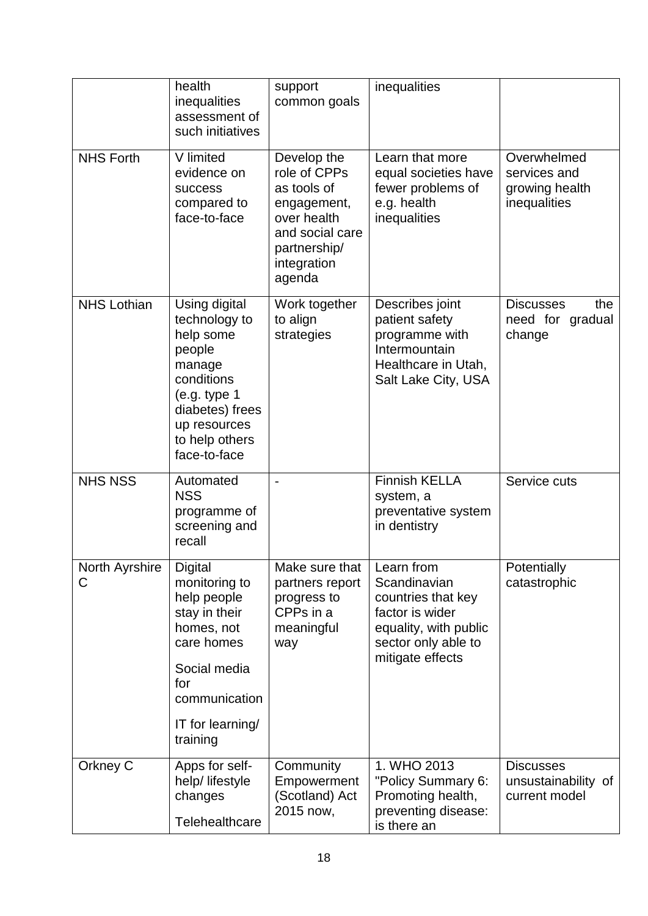| | health inequalities assessment of such initiatives | support common goals | inequalities | |
|---|---|---|---|---|
| NHS Forth | V limited evidence on success compared to face-to-face | Develop the role of CPPs as tools of engagement, over health and social care partnership/ integration agenda | Learn that more equal societies have fewer problems of e.g. health inequalities | Overwhelmed services and growing health inequalities |
| NHS Lothian | Using digital technology to help some people manage conditions (e.g. type 1 diabetes) frees up resources to help others face-to-face | Work together to align strategies | Describes joint patient safety programme with Intermountain Healthcare in Utah, Salt Lake City, USA | Discusses the need for gradual change |
| NHS NSS | Automated NSS programme of screening and recall | - | Finnish KELLA system, a preventative system in dentistry | Service cuts |
| North Ayrshire C | Digital monitoring to help people stay in their homes, not care homes<br><br>Social media for communication<br><br>IT for learning/ training | Make sure that partners report progress to CPPs in a meaningful way | Learn from Scandinavian countries that key factor is wider equality, with public sector only able to mitigate effects | Potentially catastrophic |
| Orkney C | Apps for self-help/ lifestyle changes<br><br>Telehealthcare | Community Empowerment (Scotland) Act 2015 now, | 1. WHO 2013 "Policy Summary 6: Promoting health, preventing disease: is there an | Discusses unsustainability of current model |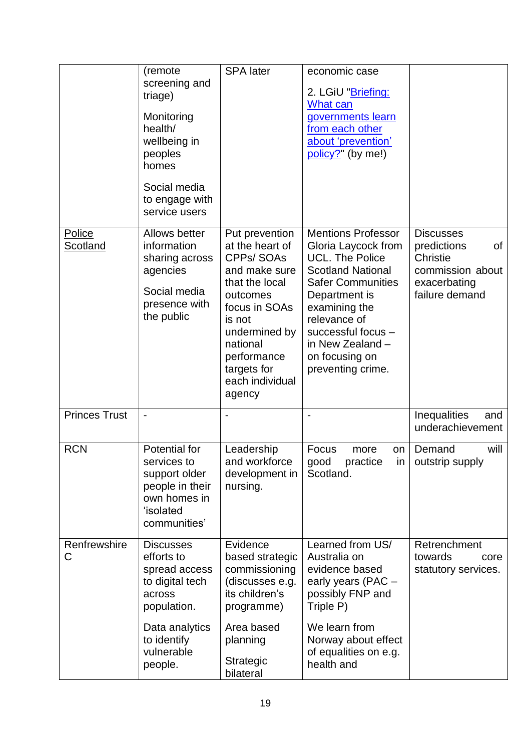| | | | | |
|---|---|---|---|---|
| | (remote screening and triage)<br><br>Monitoring health/ wellbeing in peoples homes<br><br>Social media to engage with service users | SPA later | economic case<br><br>2. LGiU "[Briefing: What can governments learn from each other about 'prevention' policy?]" (by me!) | |
| [Police Scotland] | Allows better information sharing across agencies<br><br>Social media presence with the public | Put prevention at the heart of CPPs/ SOAs and make sure that the local outcomes focus in SOAs is not undermined by national performance targets for each individual agency | Mentions Professor Gloria Laycock from UCL. The Police Scotland National Safer Communities Department is examining the relevance of successful focus – in New Zealand – on focusing on preventing crime. | Discusses predictions of Christie commission about exacerbating failure demand |
| Princes Trust | - | - | - | Inequalities and underachievement |
| RCN | Potential for services to support older people in their own homes in 'isolated communities' | Leadership and workforce development in nursing. | Focus more on good practice in Scotland. | Demand will outstrip supply |
| Renfrewshire C | Discusses efforts to spread access to digital tech across population.<br><br>Data analytics to identify vulnerable people. | Evidence based strategic commissioning (discusses e.g. its children's programme)<br><br>Area based planning<br><br>Strategic bilateral | Learned from US/ Australia on evidence based early years (PAC – possibly FNP and Triple P)<br><br>We learn from Norway about effect of equalities on e.g. health and | Retrenchment towards core statutory services. |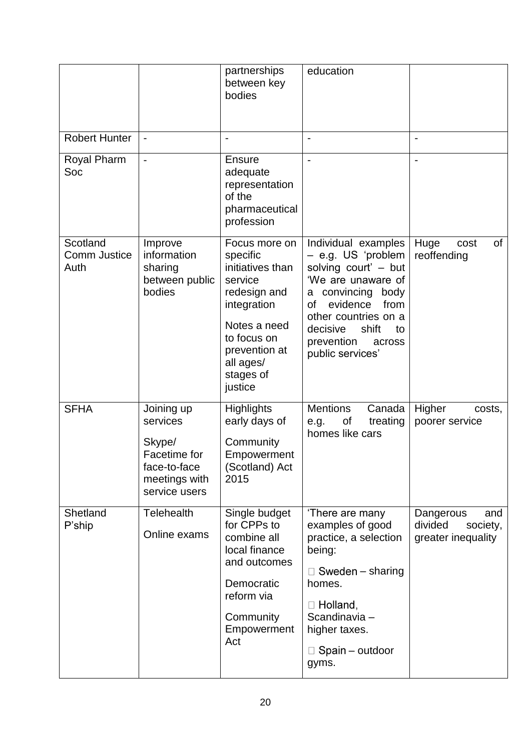| | | partnerships between key bodies | education | |
|---|---|---|---|---|
| Robert Hunter | - | - | - | - |
| Royal Pharm Soc | - | Ensure adequate representation of the pharmaceutical profession | - | - |
| Scotland Comm Justice Auth | Improve information sharing between public bodies | Focus more on specific initiatives than service redesign and integration<br><br>Notes a need to focus on prevention at all ages/ stages of justice | Individual examples – e.g. US 'problem solving court' – but 'We are unaware of a convincing body of evidence from other countries on a decisive shift to prevention across public services' | Huge cost of reoffending |
| SFHA | Joining up services<br><br>Skype/ Facetime for face-to-face meetings with service users | Highlights early days of<br><br>Community Empowerment (Scotland) Act 2015 | Mentions Canada e.g. of treating homes like cars | Higher costs, poorer service |
| Shetland P'ship | Telehealth<br><br>Online exams | Single budget for CPPs to combine all local finance and outcomes<br><br>Democratic reform via<br><br>Community Empowerment Act | 'There are many examples of good practice, a selection being:<br><br>Sweden – sharing homes.<br><br>Holland, Scandinavia – higher taxes.<br><br>Spain – outdoor gyms. | Dangerous and divided society, greater inequality |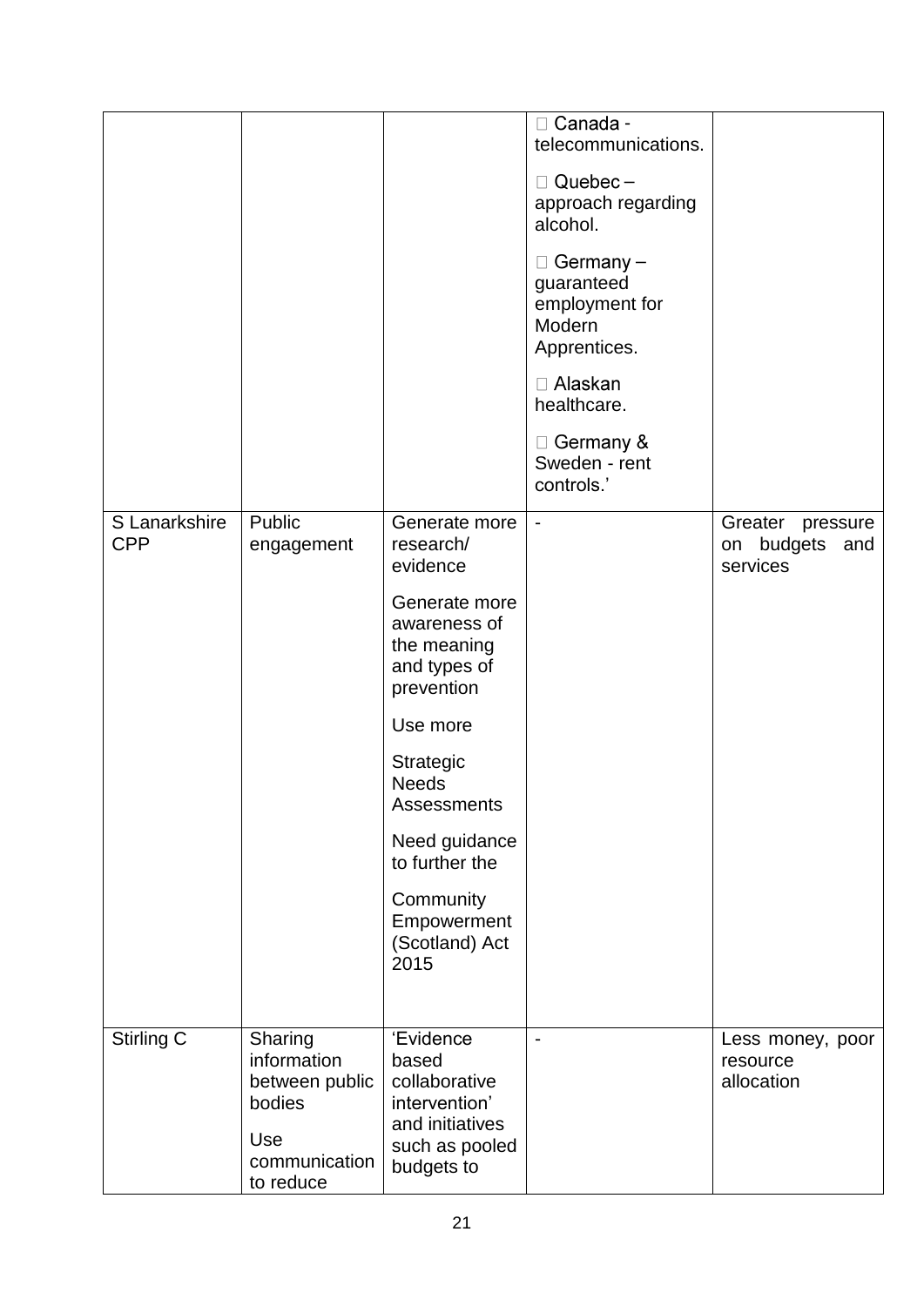| | | | | |
|---|---|---|---|---|
| | | | Canada - telecommunications.<br><br>Quebec – approach regarding alcohol.<br><br>Germany – guaranteed employment for Modern Apprentices.<br><br>Alaskan healthcare.<br><br>Germany & Sweden - rent controls.’ | |
| S Lanarkshire CPP | Public engagement | Generate more research/ evidence<br><br>Generate more awareness of the meaning and types of prevention<br><br>Use more<br><br>Strategic Needs Assessments<br><br>Need guidance to further the<br><br>Community Empowerment (Scotland) Act 2015 | - | Greater pressure on budgets and services |
| Stirling C | Sharing information between public bodies<br><br>Use communication to reduce | ‘Evidence based collaborative intervention’ and initiatives such as pooled budgets to | - | Less money, poor resource allocation |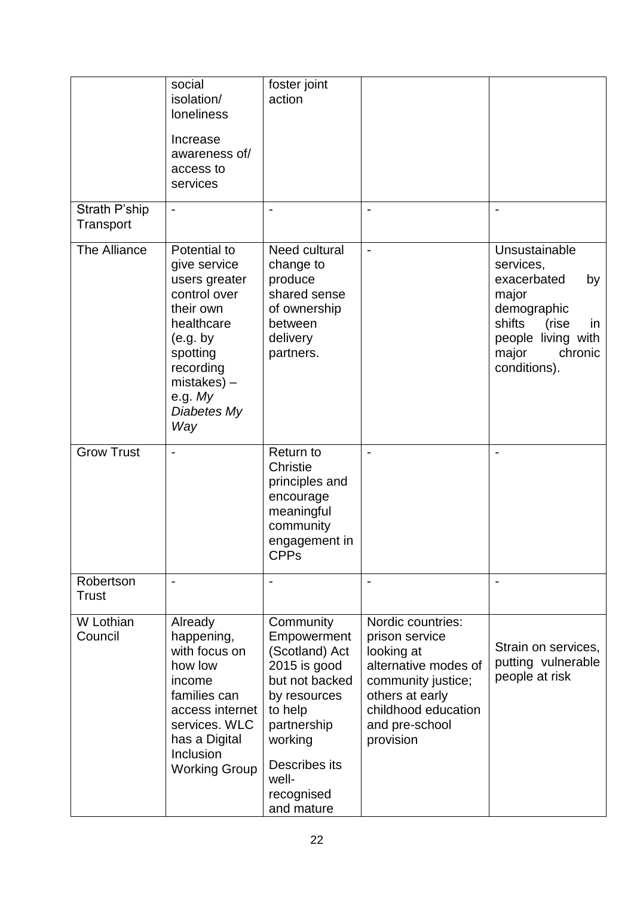| | | | | |
|---|---|---|---|---|
| | social isolation/ loneliness<br><br>Increase awareness of/ access to services | foster joint action | | |
| Strath P'ship Transport | - | - | - | - |
| The Alliance | Potential to give service users greater control over their own healthcare (e.g. by spotting recording mistakes) – e.g. *My Diabetes My Way* | Need cultural change to produce shared sense of ownership between delivery partners. | - | Unsustainable services, exacerbated by major demographic shifts (rise in people living with major chronic conditions). |
| Grow Trust | - | Return to Christie principles and encourage meaningful community engagement in CPPs | - | - |
| Robertson Trust | - | - | - | - |
| W Lothian Council | Already happening, with focus on how low income families can access internet services. WLC has a Digital Inclusion Working Group | Community Empowerment (Scotland) Act 2015 is good but not backed by resources to help partnership working<br><br>Describes its well-recognised and mature | Nordic countries: prison service looking at alternative modes of community justice; others at early childhood education and pre-school provision | Strain on services, putting vulnerable people at risk |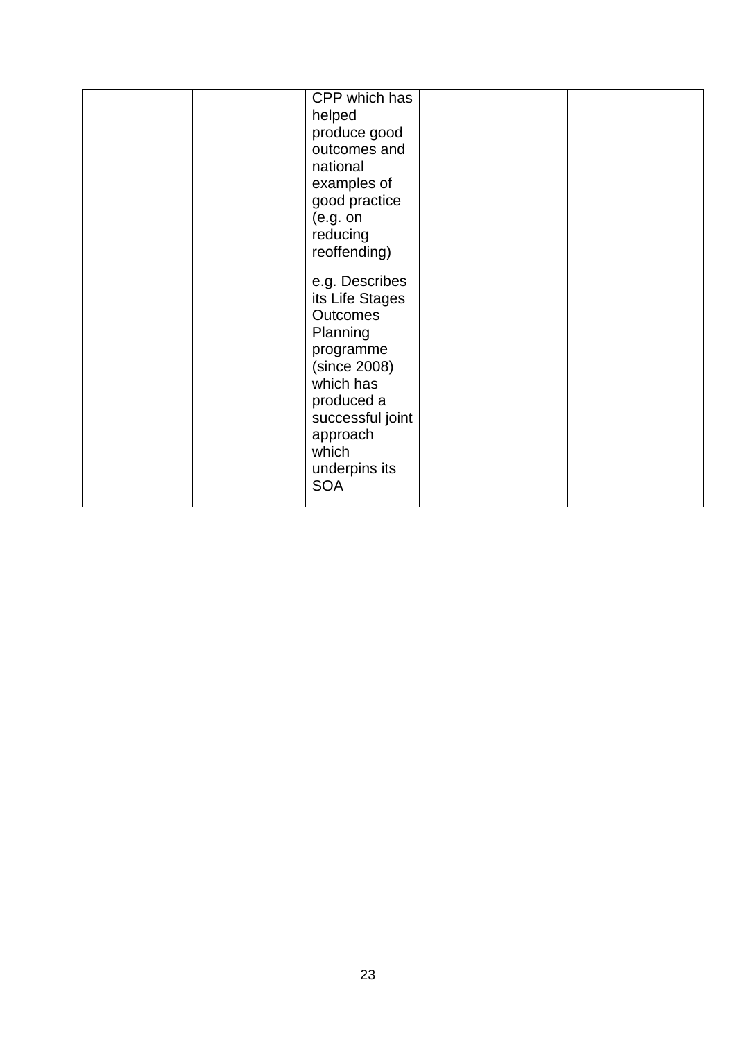| | | | | |
|---|---|---|---|---|
| | | CPP which has helped produce good outcomes and national examples of good practice (e.g. on reducing reoffending)<br><br>e.g. Describes its Life Stages Outcomes Planning programme (since 2008) which has produced a successful joint approach which underpins its SOA | | |